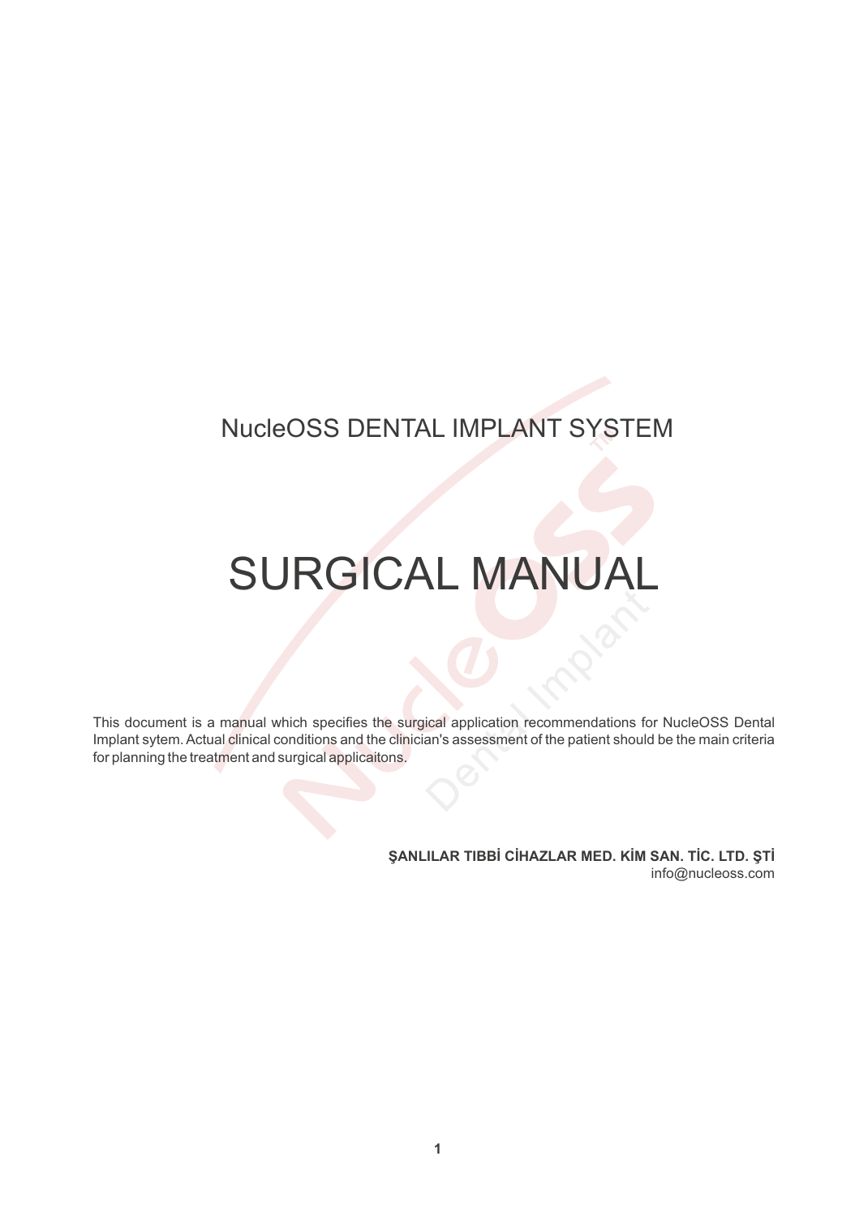NucleOSS DENTAL IMPLANT SYSTEM

# SURGICAL MANUAL

This document is a manual which specifies the surgical application recommendations for NucleOSS Dental Implant sytem. Actual clinical conditions and the clinician's assessment of the patient should be the main criteria for planning the treatment and surgical applicaitons.

**ŞANLILAR TIBBİ CİHAZLAR MED. KİM SAN. TİC. LTD. ŞTİ**
info@nucleoss.com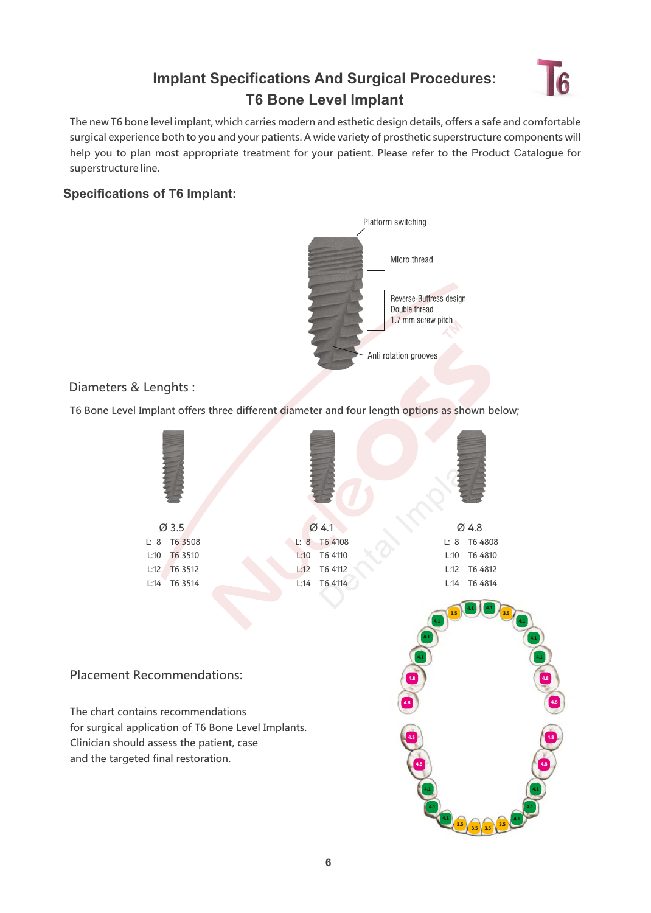# Implant Specifications And Surgical Procedures: T6 Bone Level Implant

The new T6 bone level implant, which carries modern and esthetic design details, offers a safe and comfortable surgical experience both to you and your patients. A wide variety of prosthetic superstructure components will help you to plan most appropriate treatment for your patient. Please refer to the Product Catalogue for superstructure line.

## Specifications of T6 Implant:

Platform switching

Micro thread

Reverse-Buttress design
Double thread
1.7 mm screw pitch

Anti rotation grooves

### Diameters & Lenghts :

T6 Bone Level Implant offers three different diameter and four length options as shown below;

| Ø 3.5 | | Ø 4.1 | | Ø 4.8 | |
|---|---|---|---|---|---|
| L: 8 | T6 3508 | L: 8 | T6 4108 | L: 8 | T6 4808 |
| L:10 | T6 3510 | L:10 | T6 4110 | L:10 | T6 4810 |
| L:12 | T6 3512 | L:12 | T6 4112 | L:12 | T6 4812 |
| L:14 | T6 3514 | L:14 | T6 4114 | L:14 | T6 4814 |

### Placement Recommendations:

The chart contains recommendations for surgical application of T6 Bone Level Implants. Clinician should assess the patient, case and the targeted final restoration.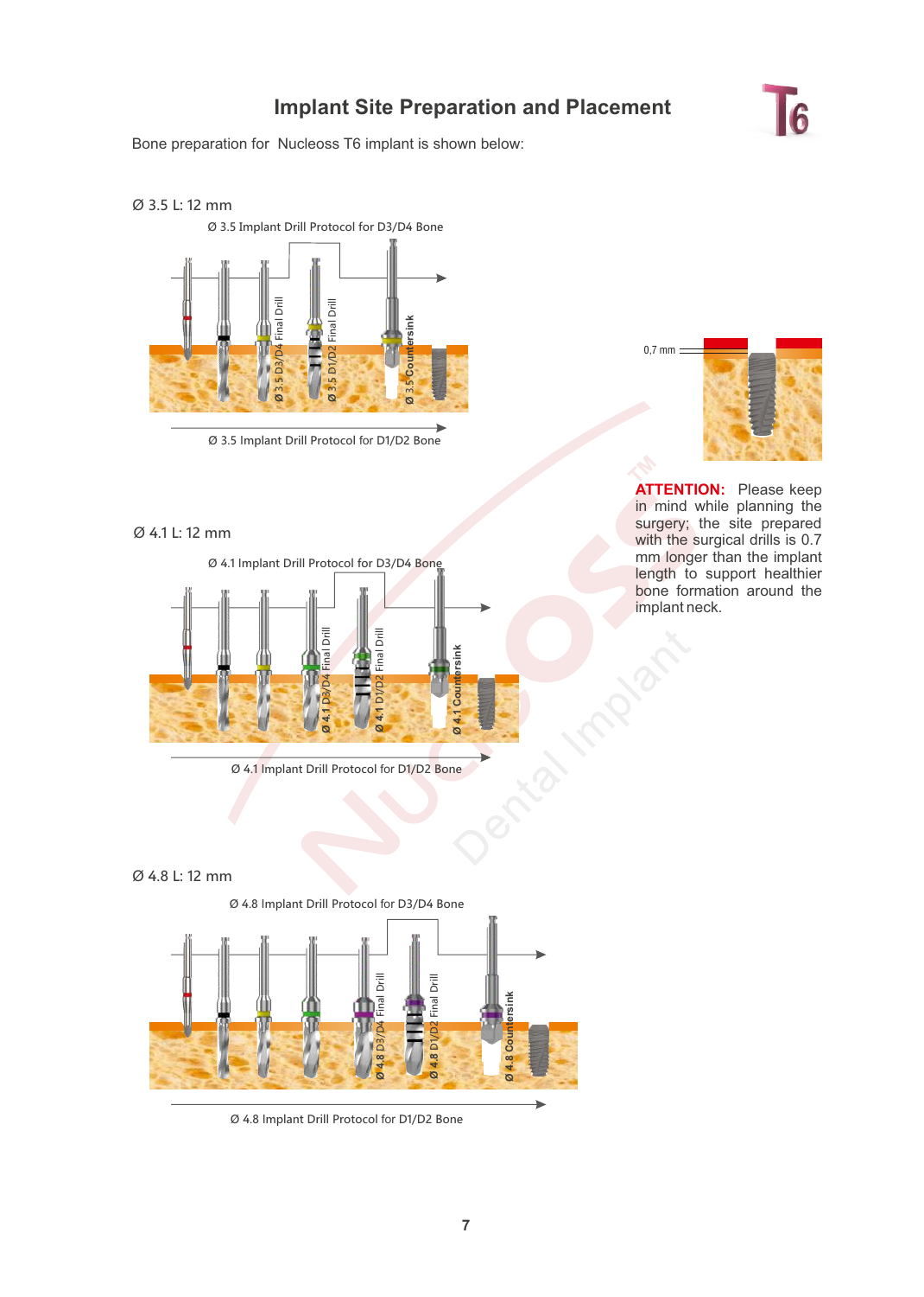# Implant Site Preparation and Placement

Bone preparation for Nucleoss T6 implant is shown below:

Ø 3.5 L: 12 mm

Ø 3.5 Implant Drill Protocol for D3/D4 Bone

Ø 3.5 D3/D4 Final Drill

Ø 3.5 D1/D2 Final Drill

Ø 3.5 Countersink

Ø 3.5 Implant Drill Protocol for D1/D2 Bone

0,7 mm

**ATTENTION:** Please keep in mind while planning the surgery; the site prepared with the surgical drills is 0.7 mm longer than the implant length to support healthier bone formation around the implant neck.

Ø 4.1 L: 12 mm

Ø 4.1 Implant Drill Protocol for D3/D4 Bone

Ø 4.1 D3/D4 Final Drill

Ø 4.1 D1/D2 Final Drill

Ø 4.1 Countersink

Ø 4.1 Implant Drill Protocol for D1/D2 Bone

Ø 4.8 L: 12 mm

Ø 4.8 Implant Drill Protocol for D3/D4 Bone

Ø 4.8 D3/D4 Final Drill

Ø 4.8 D1/D2 Final Drill

Ø 4.8 Countersink

Ø 4.8 Implant Drill Protocol for D1/D2 Bone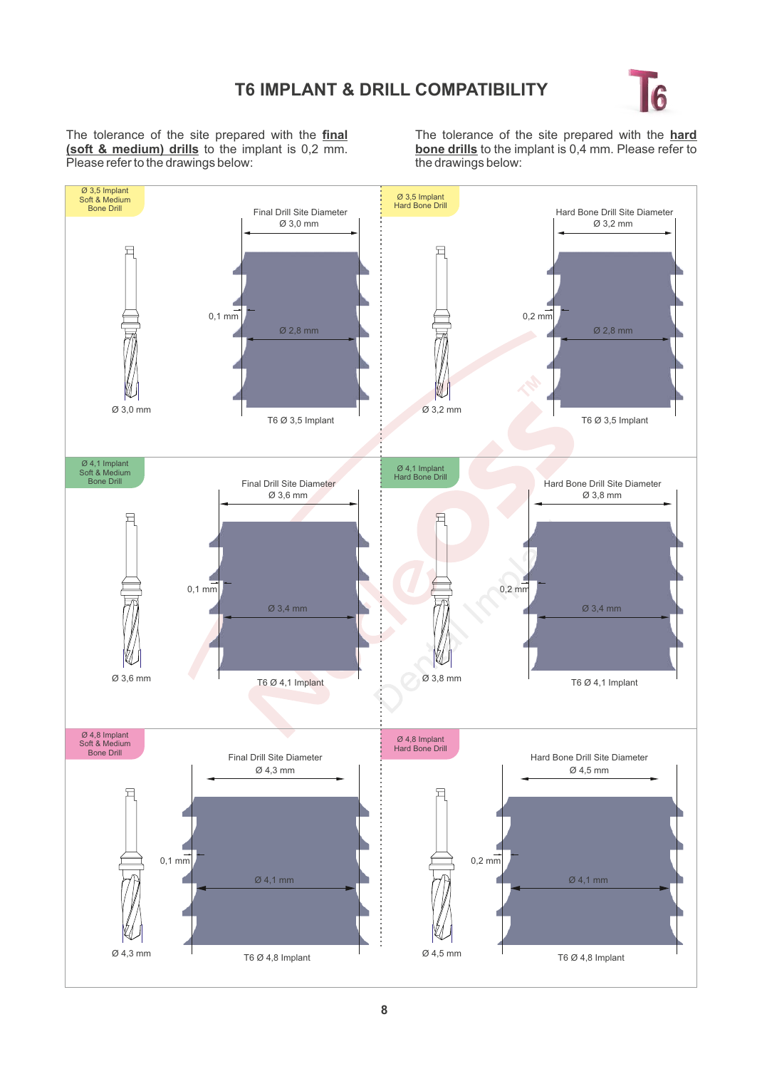# T6 IMPLANT & DRILL COMPATIBILITY

The tolerance of the site prepared with the **final (soft & medium) drills** to the implant is 0,2 mm. Please refer to the drawings below:

The tolerance of the site prepared with the **hard bone drills** to the implant is 0,4 mm. Please refer to the drawings below:

Ø 3,5 Implant
Soft & Medium
Bone Drill

Final Drill Site Diameter
Ø 3,0 mm

0,1 mm

Ø 2,8 mm

Ø 3,0 mm

T6 Ø 3,5 Implant

Ø 3,5 Implant
Hard Bone Drill

Hard Bone Drill Site Diameter
Ø 3,2 mm

0,2 mm

Ø 2,8 mm

Ø 3,2 mm

T6 Ø 3,5 Implant

Ø 4,1 Implant
Soft & Medium
Bone Drill

Final Drill Site Diameter
Ø 3,6 mm

0,1 mm

Ø 3,4 mm

Ø 3,6 mm

T6 Ø 4,1 Implant

Ø 4,1 Implant
Hard Bone Drill

Hard Bone Drill Site Diameter
Ø 3,8 mm

0,2 mm

Ø 3,4 mm

Ø 3,8 mm

T6 Ø 4,1 Implant

Ø 4,8 Implant
Soft & Medium
Bone Drill

Final Drill Site Diameter
Ø 4,3 mm

0,1 mm

Ø 4,1 mm

Ø 4,3 mm

T6 Ø 4,8 Implant

Ø 4,8 Implant
Hard Bone Drill

Hard Bone Drill Site Diameter
Ø 4,5 mm

0,2 mm

Ø 4,1 mm

Ø 4,5 mm

T6 Ø 4,8 Implant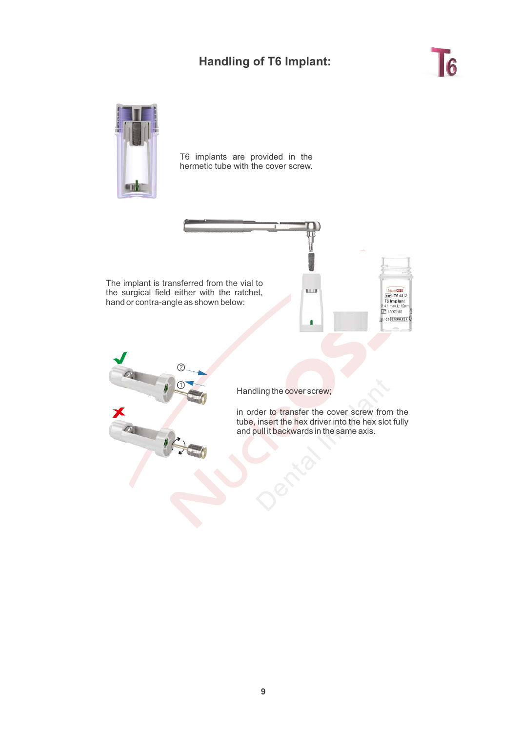# Handling of T6 Implant:

T6 implants are provided in the hermetic tube with the cover screw.

The implant is transferred from the vial to the surgical field either with the ratchet, hand or contra-angle as shown below:

Handling the cover screw;

in order to transfer the cover screw from the tube, insert the hex driver into the hex slot fully and pull it backwards in the same axis.